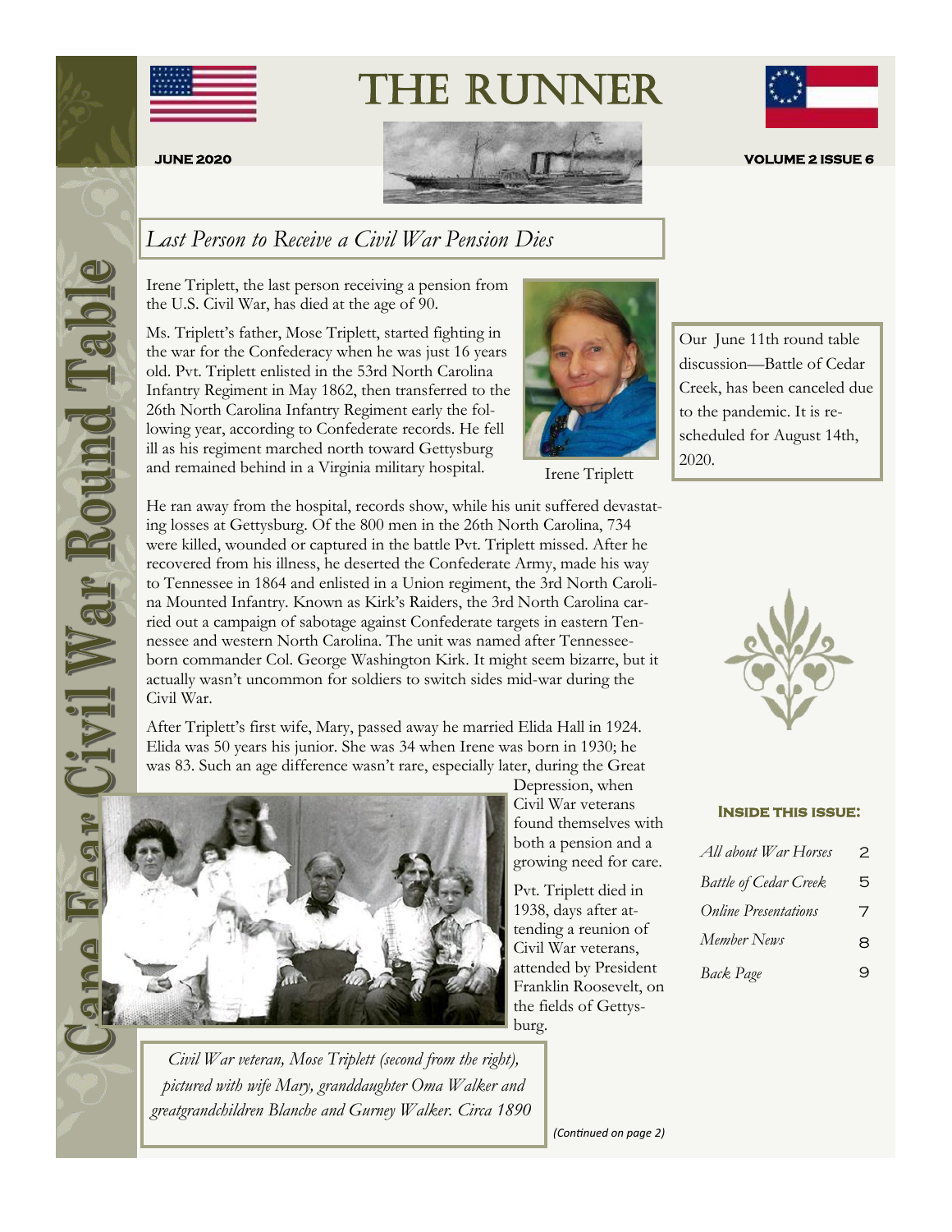# THE RUNNER

**JUNE 2020** **VOLUME 2 ISSUE 6**

Cape Fear Civil War Round Table

## *Last Person to Receive a Civil War Pension Dies*

Irene Triplett, the last person receiving a pension from the U.S. Civil War, has died at the age of 90.

Ms. Triplett's father, Mose Triplett, started fighting in the war for the Confederacy when he was just 16 years old. Pvt. Triplett enlisted in the 53rd North Carolina Infantry Regiment in May 1862, then transferred to the 26th North Carolina Infantry Regiment early the following year, according to Confederate records. He fell ill as his regiment marched north toward Gettysburg and remained behind in a Virginia military hospital.

Irene Triplett

He ran away from the hospital, records show, while his unit suffered devastating losses at Gettysburg. Of the 800 men in the 26th North Carolina, 734 were killed, wounded or captured in the battle Pvt. Triplett missed. After he recovered from his illness, he deserted the Confederate Army, made his way to Tennessee in 1864 and enlisted in a Union regiment, the 3rd North Carolina Mounted Infantry. Known as Kirk's Raiders, the 3rd North Carolina carried out a campaign of sabotage against Confederate targets in eastern Tennessee and western North Carolina. The unit was named after Tennessee-born commander Col. George Washington Kirk. It might seem bizarre, but it actually wasn't uncommon for soldiers to switch sides mid-war during the Civil War.

After Triplett's first wife, Mary, passed away he married Elida Hall in 1924. Elida was 50 years his junior. She was 34 when Irene was born in 1930; he was 83. Such an age difference wasn't rare, especially later, during the Great Depression, when Civil War veterans found themselves with both a pension and a growing need for care.

Pvt. Triplett died in 1938, days after attending a reunion of Civil War veterans, attended by President Franklin Roosevelt, on the fields of Gettysburg.

*Civil War veteran, Mose Triplett (second from the right), pictured with wife Mary, granddaughter Oma Walker and greatgrandchildren Blanche and Gurney Walker. Circa 1890*

*(Continued on page 2)*

Our June 11th round table discussion—Battle of Cedar Creek, has been canceled due to the pandemic. It is rescheduled for August 14th, 2020.

### Inside this issue:

| | |
|---|---|
| *All about War Horses* | 2 |
| *Battle of Cedar Creek* | 5 |
| *Online Presentations* | 7 |
| *Member News* | 8 |
| *Back Page* | 9 |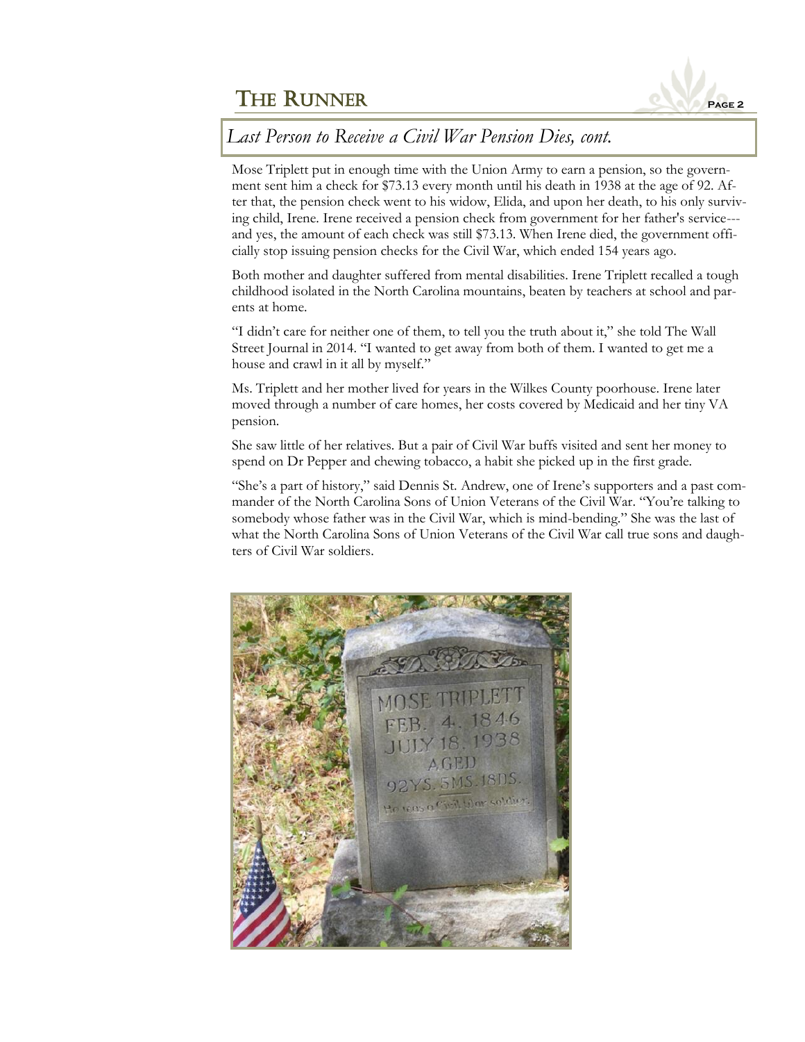## *Last Person to Receive a Civil War Pension Dies, cont.*

Mose Triplett put in enough time with the Union Army to earn a pension, so the government sent him a check for $73.13 every month until his death in 1938 at the age of 92. After that, the pension check went to his widow, Elida, and upon her death, to his only surviving child, Irene. Irene received a pension check from government for her father's service---and yes, the amount of each check was still $73.13. When Irene died, the government officially stop issuing pension checks for the Civil War, which ended 154 years ago.

Both mother and daughter suffered from mental disabilities. Irene Triplett recalled a tough childhood isolated in the North Carolina mountains, beaten by teachers at school and parents at home.

"I didn't care for neither one of them, to tell you the truth about it," she told The Wall Street Journal in 2014. "I wanted to get away from both of them. I wanted to get me a house and crawl in it all by myself."

Ms. Triplett and her mother lived for years in the Wilkes County poorhouse. Irene later moved through a number of care homes, her costs covered by Medicaid and her tiny VA pension.

She saw little of her relatives. But a pair of Civil War buffs visited and sent her money to spend on Dr Pepper and chewing tobacco, a habit she picked up in the first grade.

"She's a part of history," said Dennis St. Andrew, one of Irene's supporters and a past commander of the North Carolina Sons of Union Veterans of the Civil War. "You're talking to somebody whose father was in the Civil War, which is mind-bending." She was the last of what the North Carolina Sons of Union Veterans of the Civil War call true sons and daughters of Civil War soldiers.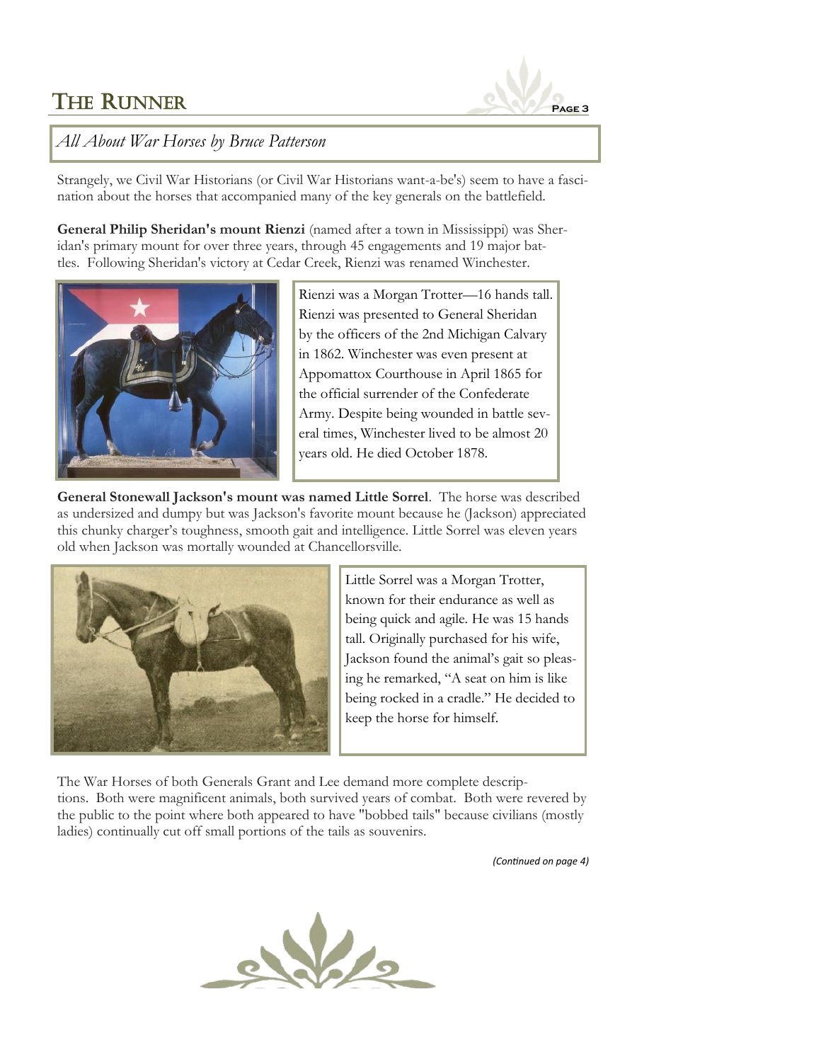## *All About War Horses by Bruce Patterson*

Strangely, we Civil War Historians (or Civil War Historians want-a-be's) seem to have a fascination about the horses that accompanied many of the key generals on the battlefield.

**General Philip Sheridan's mount Rienzi** (named after a town in Mississippi) was Sheridan's primary mount for over three years, through 45 engagements and 19 major battles. Following Sheridan's victory at Cedar Creek, Rienzi was renamed Winchester.

Rienzi was a Morgan Trotter—16 hands tall. Rienzi was presented to General Sheridan by the officers of the 2nd Michigan Calvary in 1862. Winchester was even present at Appomattox Courthouse in April 1865 for the official surrender of the Confederate Army. Despite being wounded in battle several times, Winchester lived to be almost 20 years old. He died October 1878.

**General Stonewall Jackson's mount was named Little Sorrel**. The horse was described as undersized and dumpy but was Jackson's favorite mount because he (Jackson) appreciated this chunky charger's toughness, smooth gait and intelligence. Little Sorrel was eleven years old when Jackson was mortally wounded at Chancellorsville.

Little Sorrel was a Morgan Trotter, known for their endurance as well as being quick and agile. He was 15 hands tall. Originally purchased for his wife, Jackson found the animal's gait so pleasing he remarked, "A seat on him is like being rocked in a cradle." He decided to keep the horse for himself.

The War Horses of both Generals Grant and Lee demand more complete descriptions. Both were magnificent animals, both survived years of combat. Both were revered by the public to the point where both appeared to have "bobbed tails" because civilians (mostly ladies) continually cut off small portions of the tails as souvenirs.

*(Continued on page 4)*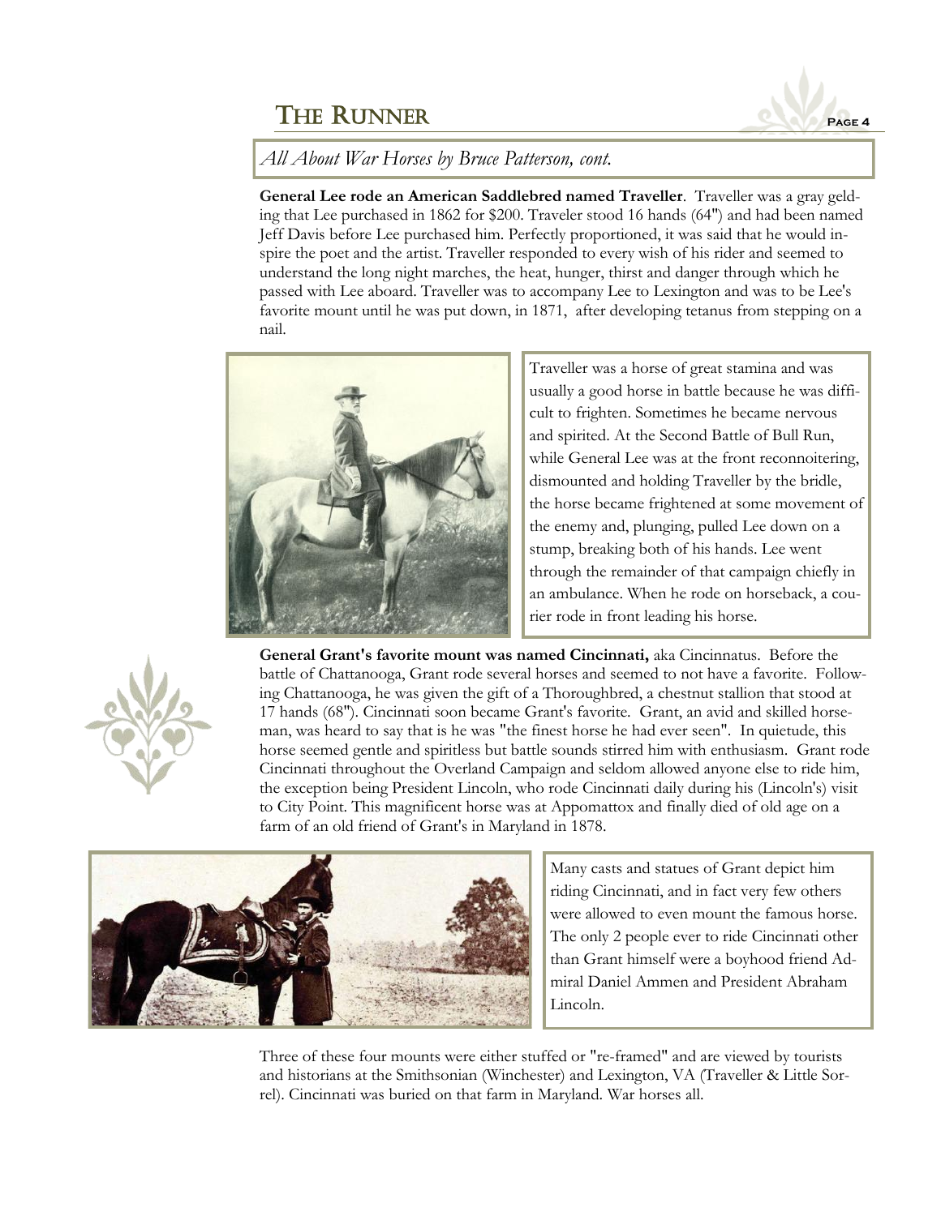## *All About War Horses by Bruce Patterson, cont.*

**General Lee rode an American Saddlebred named Traveller**. Traveller was a gray gelding that Lee purchased in 1862 for $200. Traveler stood 16 hands (64") and had been named Jeff Davis before Lee purchased him. Perfectly proportioned, it was said that he would inspire the poet and the artist. Traveller responded to every wish of his rider and seemed to understand the long night marches, the heat, hunger, thirst and danger through which he passed with Lee aboard. Traveller was to accompany Lee to Lexington and was to be Lee's favorite mount until he was put down, in 1871, after developing tetanus from stepping on a nail.

Traveller was a horse of great stamina and was usually a good horse in battle because he was difficult to frighten. Sometimes he became nervous and spirited. At the Second Battle of Bull Run, while General Lee was at the front reconnoitering, dismounted and holding Traveller by the bridle, the horse became frightened at some movement of the enemy and, plunging, pulled Lee down on a stump, breaking both of his hands. Lee went through the remainder of that campaign chiefly in an ambulance. When he rode on horseback, a courier rode in front leading his horse.

**General Grant's favorite mount was named Cincinnati,** aka Cincinnatus. Before the battle of Chattanooga, Grant rode several horses and seemed to not have a favorite. Following Chattanooga, he was given the gift of a Thoroughbred, a chestnut stallion that stood at 17 hands (68"). Cincinnati soon became Grant's favorite. Grant, an avid and skilled horseman, was heard to say that is he was "the finest horse he had ever seen". In quietude, this horse seemed gentle and spiritless but battle sounds stirred him with enthusiasm. Grant rode Cincinnati throughout the Overland Campaign and seldom allowed anyone else to ride him, the exception being President Lincoln, who rode Cincinnati daily during his (Lincoln's) visit to City Point. This magnificent horse was at Appomattox and finally died of old age on a farm of an old friend of Grant's in Maryland in 1878.

Many casts and statues of Grant depict him riding Cincinnati, and in fact very few others were allowed to even mount the famous horse. The only 2 people ever to ride Cincinnati other than Grant himself were a boyhood friend Admiral Daniel Ammen and President Abraham Lincoln.

Three of these four mounts were either stuffed or "re-framed" and are viewed by tourists and historians at the Smithsonian (Winchester) and Lexington, VA (Traveller & Little Sorrel). Cincinnati was buried on that farm in Maryland. War horses all.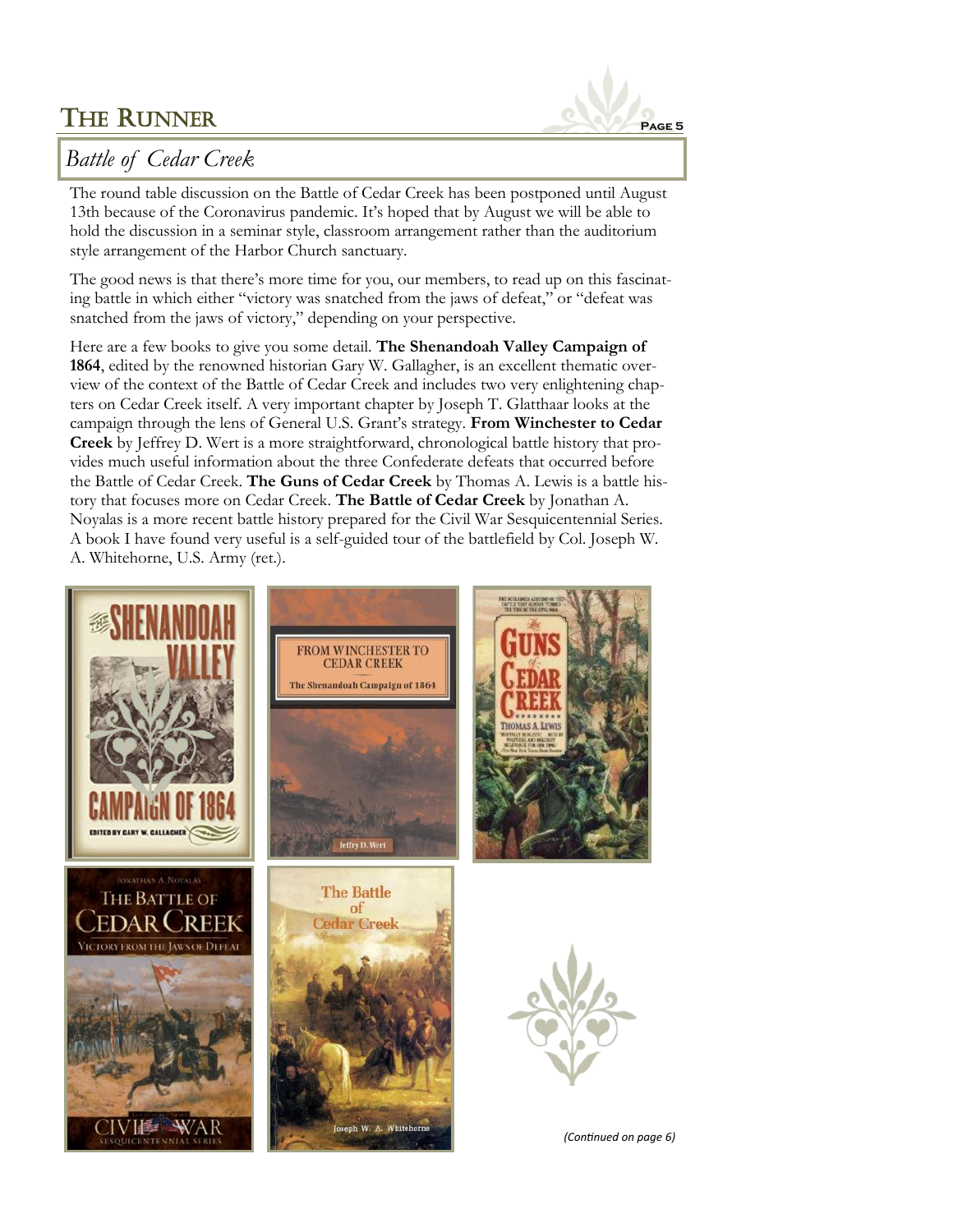## Battle of Cedar Creek

The round table discussion on the Battle of Cedar Creek has been postponed until August 13th because of the Coronavirus pandemic. It's hoped that by August we will be able to hold the discussion in a seminar style, classroom arrangement rather than the auditorium style arrangement of the Harbor Church sanctuary.

The good news is that there's more time for you, our members, to read up on this fascinating battle in which either "victory was snatched from the jaws of defeat," or "defeat was snatched from the jaws of victory," depending on your perspective.

Here are a few books to give you some detail. **The Shenandoah Valley Campaign of 1864**, edited by the renowned historian Gary W. Gallagher, is an excellent thematic overview of the context of the Battle of Cedar Creek and includes two very enlightening chapters on Cedar Creek itself. A very important chapter by Joseph T. Glatthaar looks at the campaign through the lens of General U.S. Grant's strategy. **From Winchester to Cedar Creek** by Jeffrey D. Wert is a more straightforward, chronological battle history that provides much useful information about the three Confederate defeats that occurred before the Battle of Cedar Creek. **The Guns of Cedar Creek** by Thomas A. Lewis is a battle history that focuses more on Cedar Creek. **The Battle of Cedar Creek** by Jonathan A. Noyalas is a more recent battle history prepared for the Civil War Sesquicentennial Series. A book I have found very useful is a self-guided tour of the battlefield by Col. Joseph W. A. Whitehorne, U.S. Army (ret.).

*(Continued on page 6)*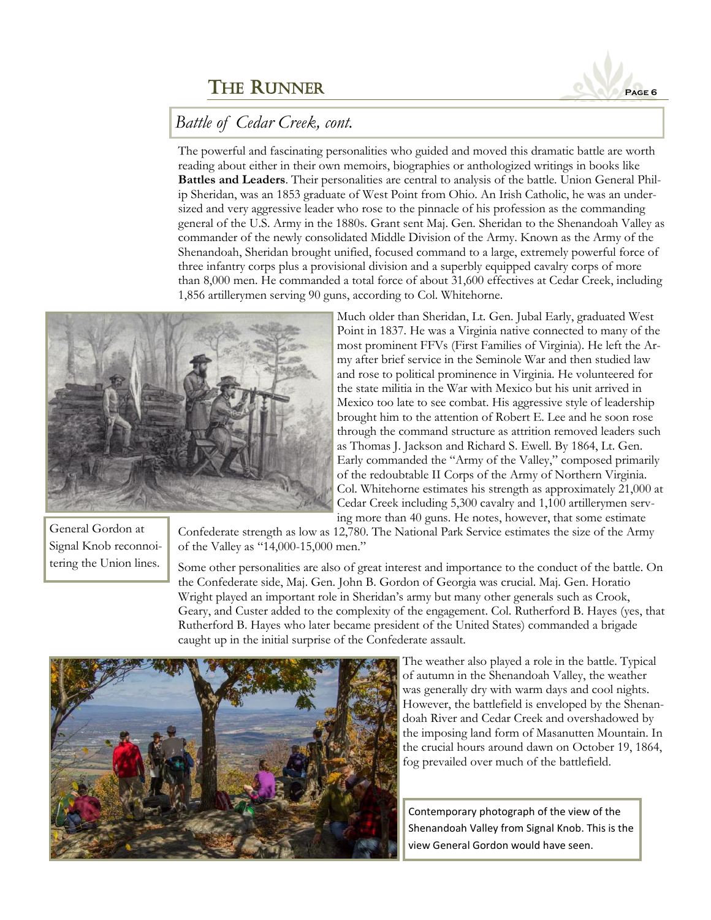## Battle of Cedar Creek, cont.

The powerful and fascinating personalities who guided and moved this dramatic battle are worth reading about either in their own memoirs, biographies or anthologized writings in books like **Battles and Leaders**. Their personalities are central to analysis of the battle. Union General Philip Sheridan, was an 1853 graduate of West Point from Ohio. An Irish Catholic, he was an undersized and very aggressive leader who rose to the pinnacle of his profession as the commanding general of the U.S. Army in the 1880s. Grant sent Maj. Gen. Sheridan to the Shenandoah Valley as commander of the newly consolidated Middle Division of the Army. Known as the Army of the Shenandoah, Sheridan brought unified, focused command to a large, extremely powerful force of three infantry corps plus a provisional division and a superbly equipped cavalry corps of more than 8,000 men. He commanded a total force of about 31,600 effectives at Cedar Creek, including 1,856 artillerymen serving 90 guns, according to Col. Whitehorne.

Much older than Sheridan, Lt. Gen. Jubal Early, graduated West Point in 1837. He was a Virginia native connected to many of the most prominent FFVs (First Families of Virginia). He left the Army after brief service in the Seminole War and then studied law and rose to political prominence in Virginia. He volunteered for the state militia in the War with Mexico but his unit arrived in Mexico too late to see combat. His aggressive style of leadership brought him to the attention of Robert E. Lee and he soon rose through the command structure as attrition removed leaders such as Thomas J. Jackson and Richard S. Ewell. By 1864, Lt. Gen. Early commanded the "Army of the Valley," composed primarily of the redoubtable II Corps of the Army of Northern Virginia. Col. Whitehorne estimates his strength as approximately 21,000 at Cedar Creek including 5,300 cavalry and 1,100 artillerymen serving more than 40 guns. He notes, however, that some estimate Confederate strength as low as 12,780. The National Park Service estimates the size of the Army of the Valley as "14,000-15,000 men."

General Gordon at Signal Knob reconnoitering the Union lines.

Some other personalities are also of great interest and importance to the conduct of the battle. On the Confederate side, Maj. Gen. John B. Gordon of Georgia was crucial. Maj. Gen. Horatio Wright played an important role in Sheridan's army but many other generals such as Crook, Geary, and Custer added to the complexity of the engagement. Col. Rutherford B. Hayes (yes, that Rutherford B. Hayes who later became president of the United States) commanded a brigade caught up in the initial surprise of the Confederate assault.

The weather also played a role in the battle. Typical of autumn in the Shenandoah Valley, the weather was generally dry with warm days and cool nights. However, the battlefield is enveloped by the Shenandoah River and Cedar Creek and overshadowed by the imposing land form of Masanutten Mountain. In the crucial hours around dawn on October 19, 1864, fog prevailed over much of the battlefield.

Contemporary photograph of the view of the Shenandoah Valley from Signal Knob. This is the view General Gordon would have seen.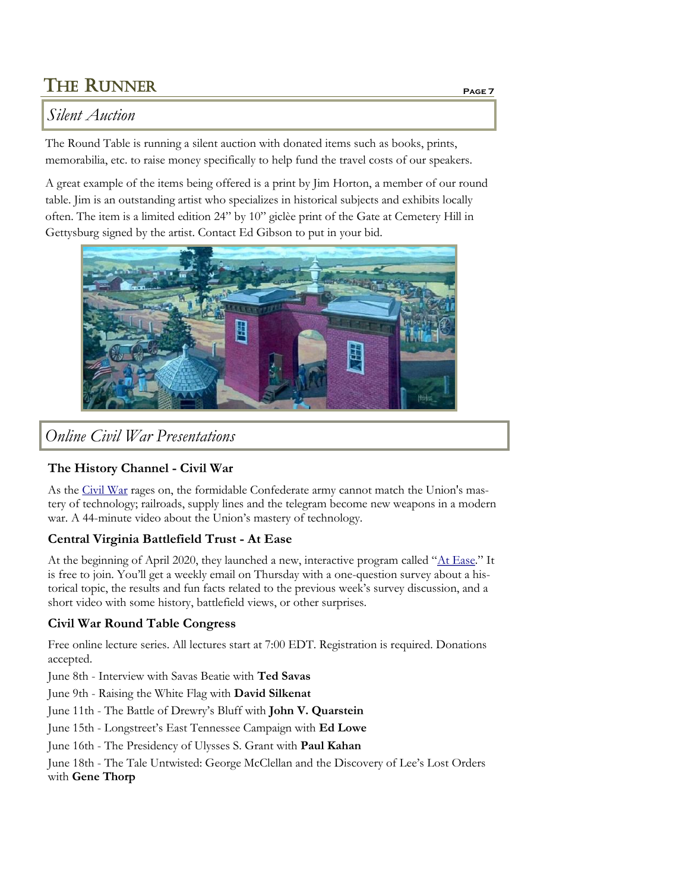## Silent Auction

The Round Table is running a silent auction with donated items such as books, prints, memorabilia, etc. to raise money specifically to help fund the travel costs of our speakers.

A great example of the items being offered is a print by Jim Horton, a member of our round table. Jim is an outstanding artist who specializes in historical subjects and exhibits locally often. The item is a limited edition 24" by 10" giclèe print of the Gate at Cemetery Hill in Gettysburg signed by the artist. Contact Ed Gibson to put in your bid.

## Online Civil War Presentations

### The History Channel - Civil War

As the Civil War rages on, the formidable Confederate army cannot match the Union's mastery of technology; railroads, supply lines and the telegram become new weapons in a modern war. A 44-minute video about the Union's mastery of technology.

### Central Virginia Battlefield Trust - At Ease

At the beginning of April 2020, they launched a new, interactive program called "At Ease." It is free to join. You'll get a weekly email on Thursday with a one-question survey about a historical topic, the results and fun facts related to the previous week's survey discussion, and a short video with some history, battlefield views, or other surprises.

### Civil War Round Table Congress

Free online lecture series. All lectures start at 7:00 EDT. Registration is required. Donations accepted.

June 8th - Interview with Savas Beatie with **Ted Savas**

June 9th - Raising the White Flag with **David Silkenat**

June 11th - The Battle of Drewry's Bluff with **John V. Quarstein**

June 15th - Longstreet's East Tennessee Campaign with **Ed Lowe**

June 16th - The Presidency of Ulysses S. Grant with **Paul Kahan**

June 18th - The Tale Untwisted: George McClellan and the Discovery of Lee's Lost Orders with **Gene Thorp**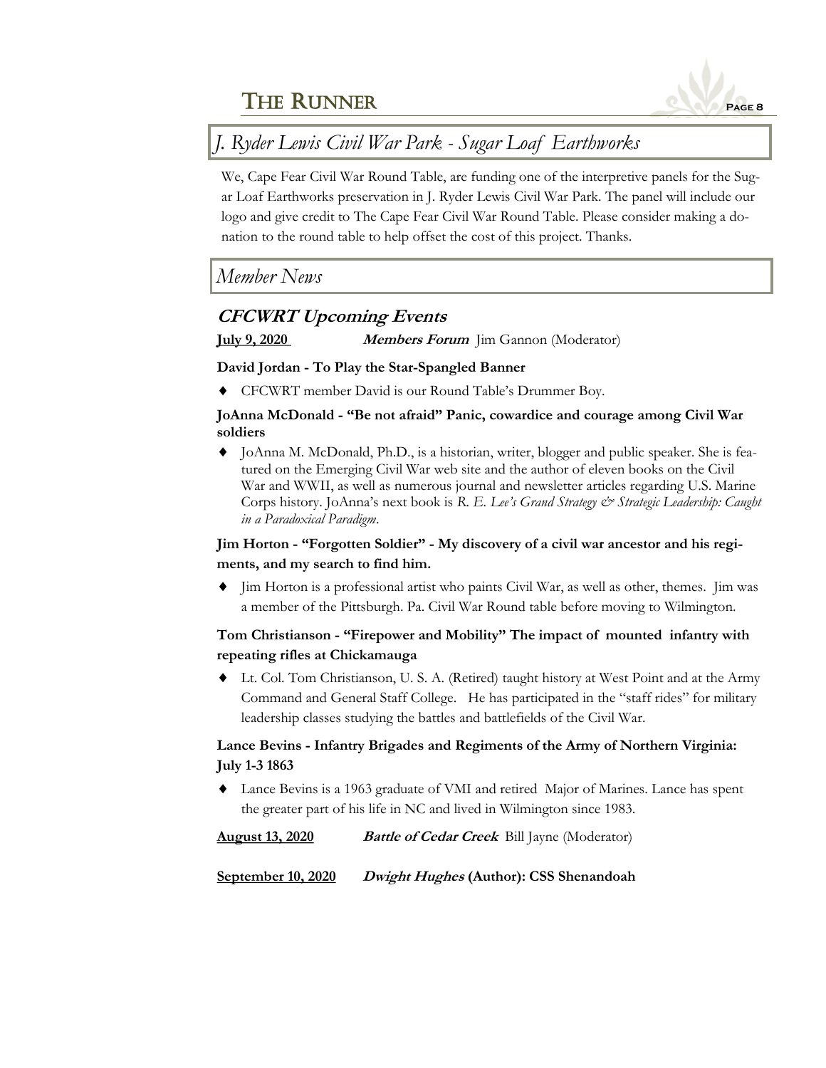## *J. Ryder Lewis Civil War Park - Sugar Loaf Earthworks*

We, Cape Fear Civil War Round Table, are funding one of the interpretive panels for the Sugar Loaf Earthworks preservation in J. Ryder Lewis Civil War Park. The panel will include our logo and give credit to The Cape Fear Civil War Round Table. Please consider making a donation to the round table to help offset the cost of this project. Thanks.

## *Member News*

### CFCWRT Upcoming Events

**July 9, 2020** ***Members Forum*** Jim Gannon (Moderator)

**David Jordan - To Play the Star-Spangled Banner**

- CFCWRT member David is our Round Table's Drummer Boy.

**JoAnna McDonald - "Be not afraid" Panic, cowardice and courage among Civil War soldiers**

- JoAnna M. McDonald, Ph.D., is a historian, writer, blogger and public speaker. She is featured on the Emerging Civil War web site and the author of eleven books on the Civil War and WWII, as well as numerous journal and newsletter articles regarding U.S. Marine Corps history. JoAnna's next book is *R. E. Lee's Grand Strategy & Strategic Leadership: Caught in a Paradoxical Paradigm*.

**Jim Horton - "Forgotten Soldier" - My discovery of a civil war ancestor and his regiments, and my search to find him.**

- Jim Horton is a professional artist who paints Civil War, as well as other, themes. Jim was a member of the Pittsburgh. Pa. Civil War Round table before moving to Wilmington.

**Tom Christianson - "Firepower and Mobility" The impact of mounted infantry with repeating rifles at Chickamauga**

- Lt. Col. Tom Christianson, U. S. A. (Retired) taught history at West Point and at the Army Command and General Staff College. He has participated in the "staff rides" for military leadership classes studying the battles and battlefields of the Civil War.

**Lance Bevins - Infantry Brigades and Regiments of the Army of Northern Virginia: July 1-3 1863**

- Lance Bevins is a 1963 graduate of VMI and retired Major of Marines. Lance has spent the greater part of his life in NC and lived in Wilmington since 1983.

**August 13, 2020** ***Battle of Cedar Creek*** Bill Jayne (Moderator)

**September 10, 2020** ***Dwight Hughes*** **(Author): CSS Shenandoah**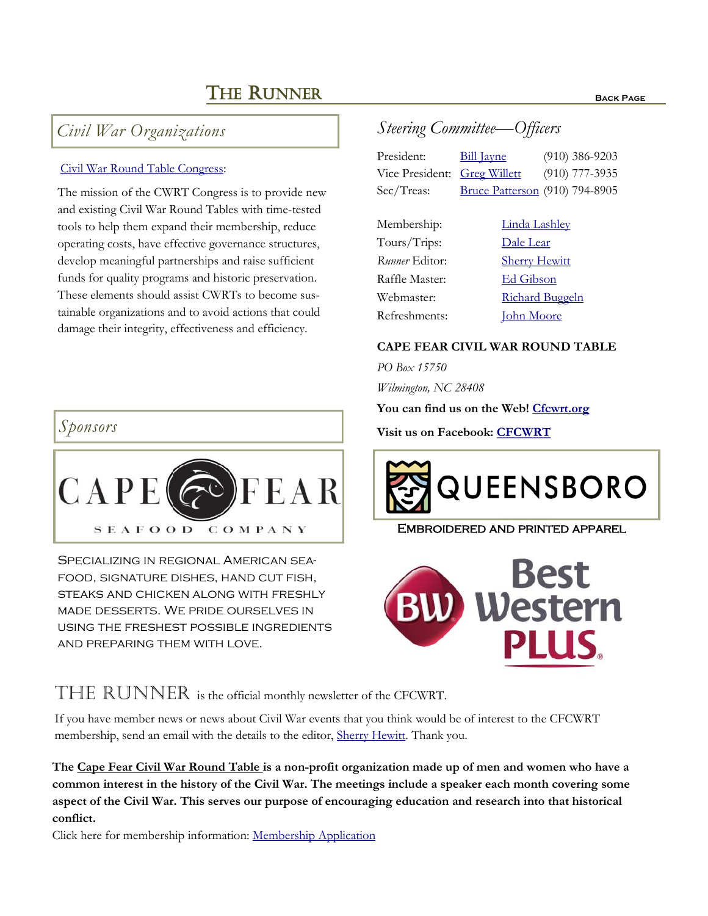## Civil War Organizations

Civil War Round Table Congress:

The mission of the CWRT Congress is to provide new and existing Civil War Round Tables with time-tested tools to help them expand their membership, reduce operating costs, have effective governance structures, develop meaningful partnerships and raise sufficient funds for quality programs and historic preservation. These elements should assist CWRTs to become sustainable organizations and to avoid actions that could damage their integrity, effectiveness and efficiency.

## Sponsors

CAPE FEAR SEAFOOD COMPANY

Specializing in regional American seafood, signature dishes, hand cut fish, steaks and chicken along with freshly made desserts. We pride ourselves in using the freshest possible ingredients and preparing them with love.

## Steering Committee—Officers

| | | |
|---|---|---|
| President: | Bill Jayne | (910) 386-9203 |
| Vice President: | Greg Willett | (910) 777-3935 |
| Sec/Treas: | Bruce Patterson | (910) 794-8905 |

| | |
|---|---|
| Membership: | Linda Lashley |
| Tours/Trips: | Dale Lear |
| *Runner* Editor: | Sherry Hewitt |
| Raffle Master: | Ed Gibson |
| Webmaster: | Richard Buggeln |
| Refreshments: | John Moore |

**CAPE FEAR CIVIL WAR ROUND TABLE**

*PO Box 15750*

*Wilmington, NC 28408*

**You can find us on the Web! Cfcwrt.org**

**Visit us on Facebook: CFCWRT**

QUEENSBORO

Embroidered and printed apparel

Best Western PLUS

THE RUNNER is the official monthly newsletter of the CFCWRT.

If you have member news or news about Civil War events that you think would be of interest to the CFCWRT membership, send an email with the details to the editor, Sherry Hewitt. Thank you.

**The Cape Fear Civil War Round Table is a non-profit organization made up of men and women who have a common interest in the history of the Civil War. The meetings include a speaker each month covering some aspect of the Civil War. This serves our purpose of encouraging education and research into that historical conflict.**

Click here for membership information: Membership Application